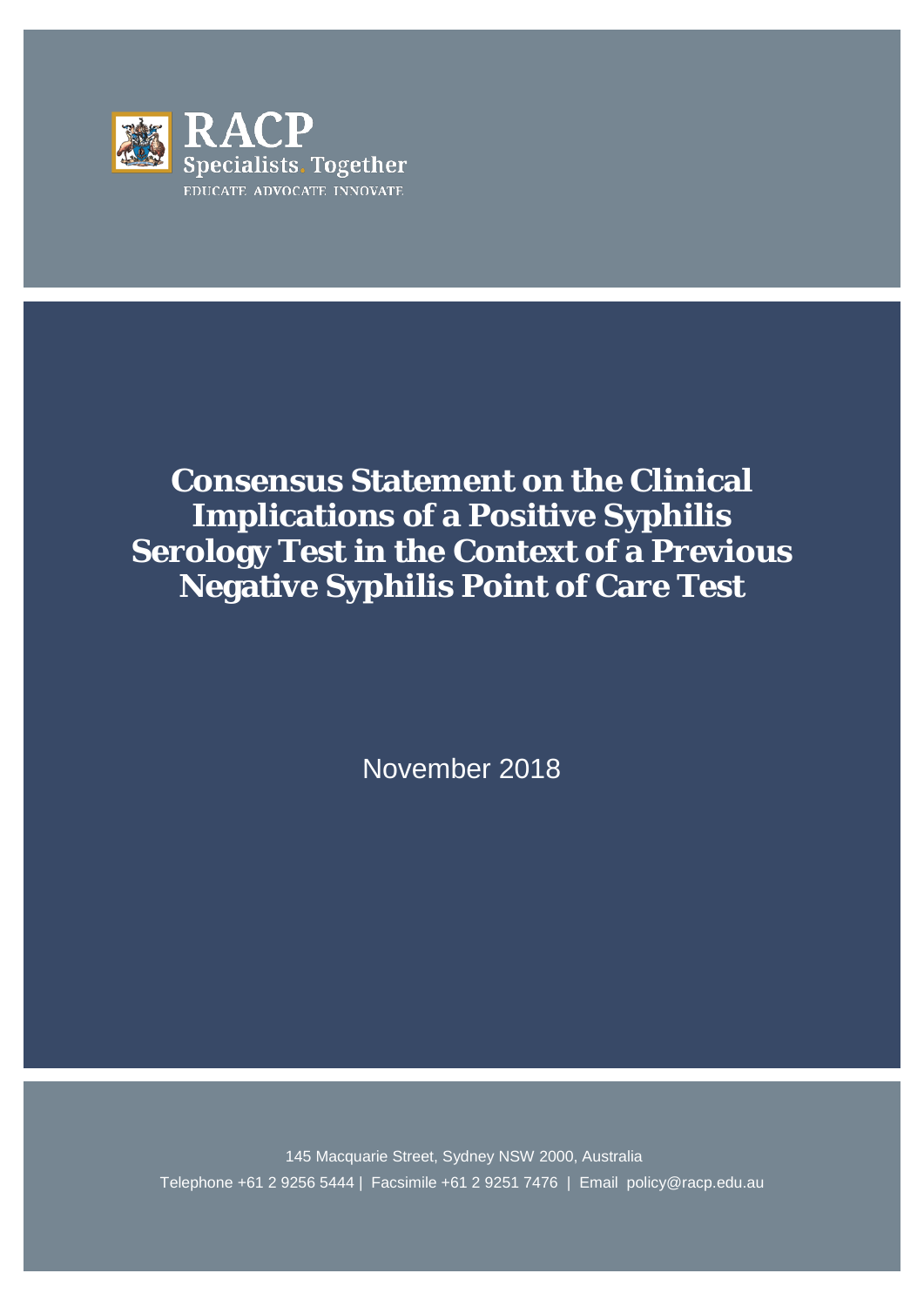RACP

Specialists. Together

EDUCATE ADVOCATE INNOVATE

# Consensus Statement on the Clinical Implications of a Positive Syphilis Serology Test in the Context of a Previous Negative Syphilis Point of Care Test

November 2018

145 Macquarie Street, Sydney NSW 2000, Australia

Telephone +61 2 9256 5444 | Facsimile +61 2 9251 7476 | Email policy@racp.edu.au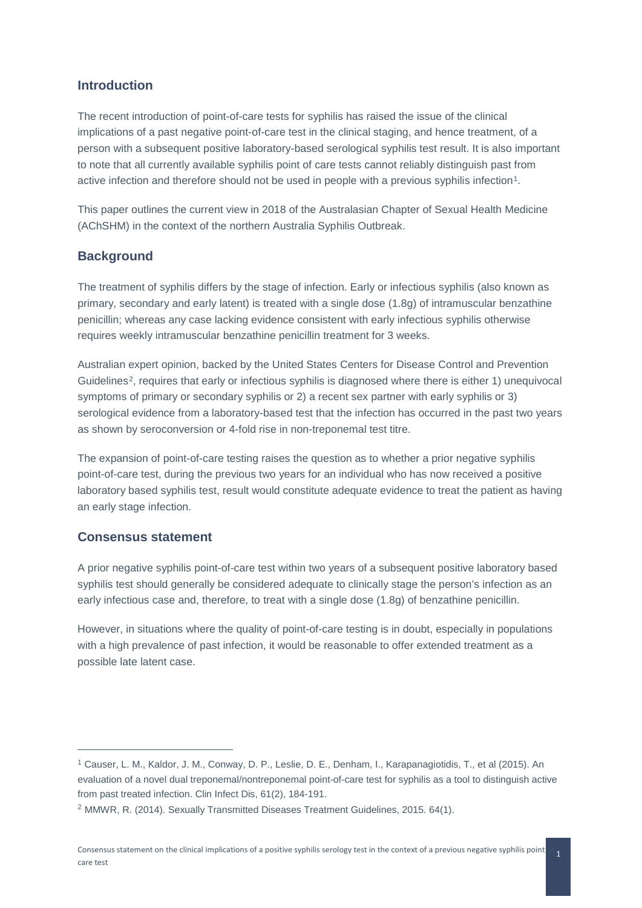## Introduction

The recent introduction of point-of-care tests for syphilis has raised the issue of the clinical implications of a past negative point-of-care test in the clinical staging, and hence treatment, of a person with a subsequent positive laboratory-based serological syphilis test result. It is also important to note that all currently available syphilis point of care tests cannot reliably distinguish past from active infection and therefore should not be used in people with a previous syphilis infection[1].

This paper outlines the current view in 2018 of the Australasian Chapter of Sexual Health Medicine (AChSHM) in the context of the northern Australia Syphilis Outbreak.

## Background

The treatment of syphilis differs by the stage of infection. Early or infectious syphilis (also known as primary, secondary and early latent) is treated with a single dose (1.8g) of intramuscular benzathine penicillin; whereas any case lacking evidence consistent with early infectious syphilis otherwise requires weekly intramuscular benzathine penicillin treatment for 3 weeks.

Australian expert opinion, backed by the United States Centers for Disease Control and Prevention Guidelines[2], requires that early or infectious syphilis is diagnosed where there is either 1) unequivocal symptoms of primary or secondary syphilis or 2) a recent sex partner with early syphilis or 3) serological evidence from a laboratory-based test that the infection has occurred in the past two years as shown by seroconversion or 4-fold rise in non-treponemal test titre.

The expansion of point-of-care testing raises the question as to whether a prior negative syphilis point-of-care test, during the previous two years for an individual who has now received a positive laboratory based syphilis test, result would constitute adequate evidence to treat the patient as having an early stage infection.

## Consensus statement

A prior negative syphilis point-of-care test within two years of a subsequent positive laboratory based syphilis test should generally be considered adequate to clinically stage the person's infection as an early infectious case and, therefore, to treat with a single dose (1.8g) of benzathine penicillin.

However, in situations where the quality of point-of-care testing is in doubt, especially in populations with a high prevalence of past infection, it would be reasonable to offer extended treatment as a possible late latent case.

---

[1] Causer, L. M., Kaldor, J. M., Conway, D. P., Leslie, D. E., Denham, I., Karapanagiotidis, T., et al (2015). An evaluation of a novel dual treponemal/nontreponemal point-of-care test for syphilis as a tool to distinguish active from past treated infection. Clin Infect Dis, 61(2), 184-191.

[2] MMWR, R. (2014). Sexually Transmitted Diseases Treatment Guidelines, 2015. 64(1).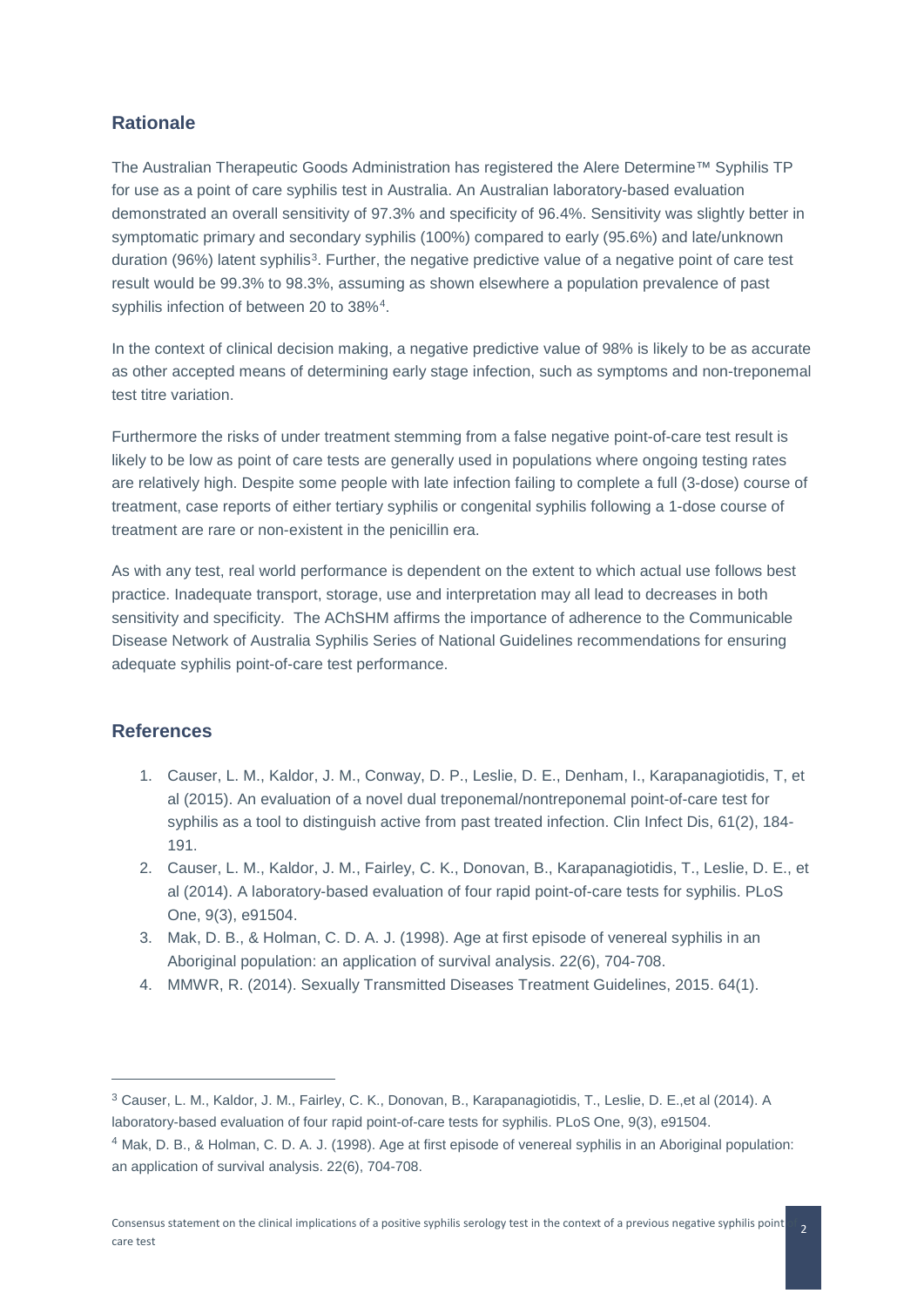## Rationale

The Australian Therapeutic Goods Administration has registered the Alere Determine™ Syphilis TP for use as a point of care syphilis test in Australia. An Australian laboratory-based evaluation demonstrated an overall sensitivity of 97.3% and specificity of 96.4%. Sensitivity was slightly better in symptomatic primary and secondary syphilis (100%) compared to early (95.6%) and late/unknown duration (96%) latent syphilis[3]. Further, the negative predictive value of a negative point of care test result would be 99.3% to 98.3%, assuming as shown elsewhere a population prevalence of past syphilis infection of between 20 to 38%[4].

In the context of clinical decision making, a negative predictive value of 98% is likely to be as accurate as other accepted means of determining early stage infection, such as symptoms and non-treponemal test titre variation.

Furthermore the risks of under treatment stemming from a false negative point-of-care test result is likely to be low as point of care tests are generally used in populations where ongoing testing rates are relatively high. Despite some people with late infection failing to complete a full (3-dose) course of treatment, case reports of either tertiary syphilis or congenital syphilis following a 1-dose course of treatment are rare or non-existent in the penicillin era.

As with any test, real world performance is dependent on the extent to which actual use follows best practice. Inadequate transport, storage, use and interpretation may all lead to decreases in both sensitivity and specificity. The AChSHM affirms the importance of adherence to the Communicable Disease Network of Australia Syphilis Series of National Guidelines recommendations for ensuring adequate syphilis point-of-care test performance.

## References

1. Causer, L. M., Kaldor, J. M., Conway, D. P., Leslie, D. E., Denham, I., Karapanagiotidis, T, et al (2015). An evaluation of a novel dual treponemal/nontreponemal point-of-care test for syphilis as a tool to distinguish active from past treated infection. Clin Infect Dis, 61(2), 184-191.
2. Causer, L. M., Kaldor, J. M., Fairley, C. K., Donovan, B., Karapanagiotidis, T., Leslie, D. E., et al (2014). A laboratory-based evaluation of four rapid point-of-care tests for syphilis. PLoS One, 9(3), e91504.
3. Mak, D. B., & Holman, C. D. A. J. (1998). Age at first episode of venereal syphilis in an Aboriginal population: an application of survival analysis. 22(6), 704-708.
4. MMWR, R. (2014). Sexually Transmitted Diseases Treatment Guidelines, 2015. 64(1).

---

[3] Causer, L. M., Kaldor, J. M., Fairley, C. K., Donovan, B., Karapanagiotidis, T., Leslie, D. E.,et al (2014). A laboratory-based evaluation of four rapid point-of-care tests for syphilis. PLoS One, 9(3), e91504.

[4] Mak, D. B., & Holman, C. D. A. J. (1998). Age at first episode of venereal syphilis in an Aboriginal population: an application of survival analysis. 22(6), 704-708.